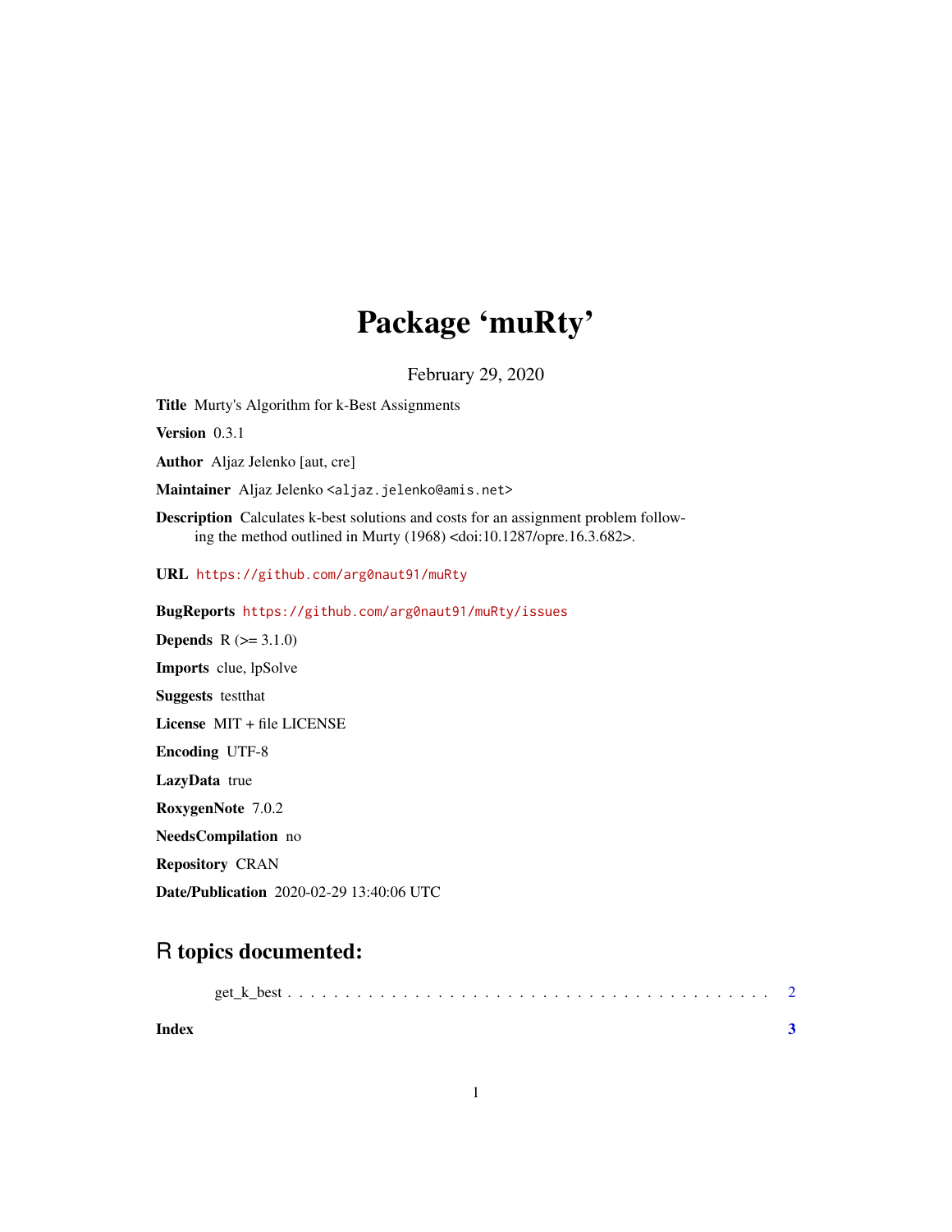# Package 'muRty'

February 29, 2020

**Title** Murty's Algorithm for k-Best Assignments

**Version** 0.3.1

**Author** Aljaz Jelenko [aut, cre]

**Maintainer** Aljaz Jelenko <aljaz.jelenko@amis.net>

**Description** Calculates k-best solutions and costs for an assignment problem following the method outlined in Murty (1968) <doi:10.1287/opre.16.3.682>.

**URL** https://github.com/arg0naut91/muRty

**BugReports** https://github.com/arg0naut91/muRty/issues

**Depends** R (>= 3.1.0)

**Imports** clue, lpSolve

**Suggests** testthat

**License** MIT + file LICENSE

**Encoding** UTF-8

**LazyData** true

**RoxygenNote** 7.0.2

**NeedsCompilation** no

**Repository** CRAN

**Date/Publication** 2020-02-29 13:40:06 UTC

## R topics documented:

get_k_best . . . . . . . . . . . . . . . . . . . . . . . . . . . . . . . . . . . . . . . . . 2

**Index** **3**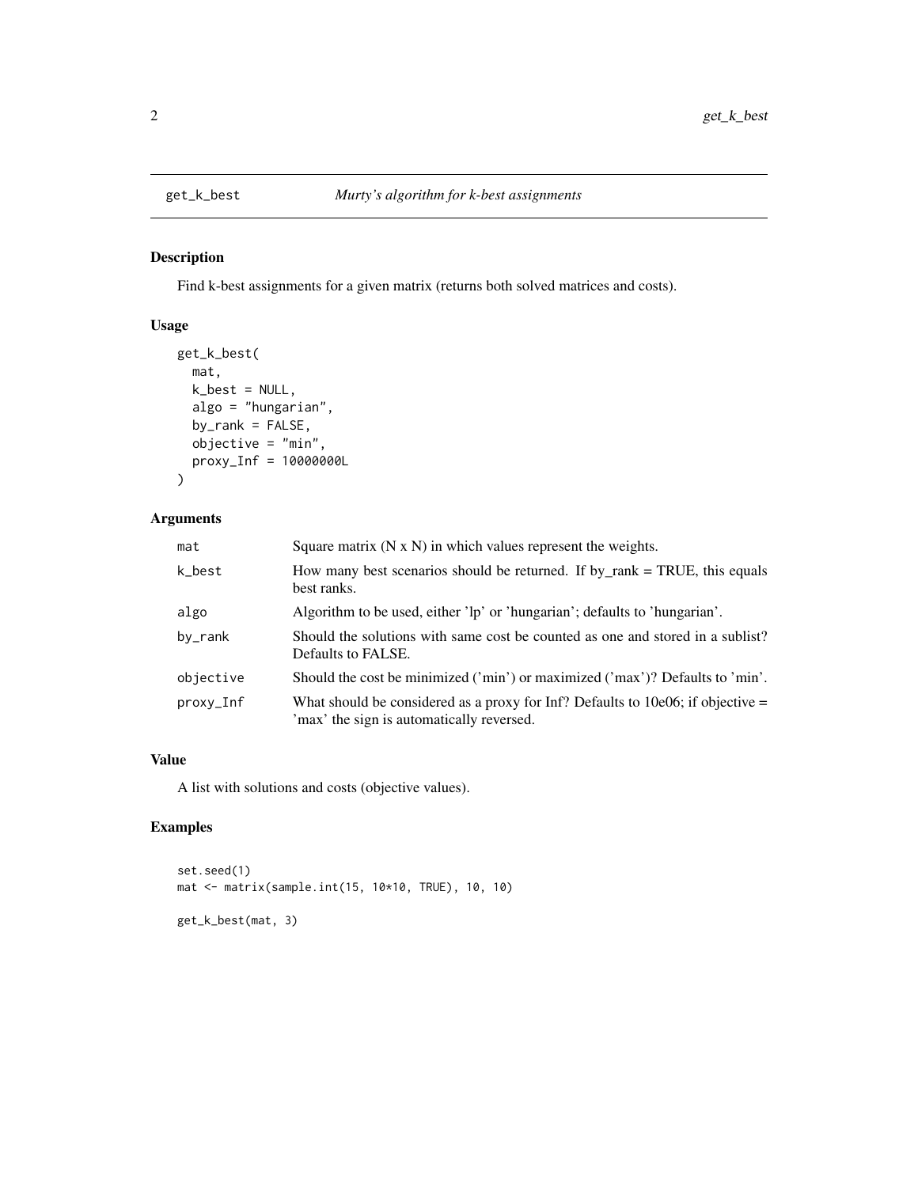## get_k_best — *Murty's algorithm for k-best assignments*

### Description

Find k-best assignments for a given matrix (returns both solved matrices and costs).

### Usage

```
get_k_best(
  mat,
  k_best = NULL,
  algo = "hungarian",
  by_rank = FALSE,
  objective = "min",
  proxy_Inf = 10000000L
)
```

### Arguments

| Argument | Description |
|---|---|
| mat | Square matrix (N x N) in which values represent the weights. |
| k_best | How many best scenarios should be returned. If by_rank = TRUE, this equals best ranks. |
| algo | Algorithm to be used, either 'lp' or 'hungarian'; defaults to 'hungarian'. |
| by_rank | Should the solutions with same cost be counted as one and stored in a sublist? Defaults to FALSE. |
| objective | Should the cost be minimized ('min') or maximized ('max')? Defaults to 'min'. |
| proxy_Inf | What should be considered as a proxy for Inf? Defaults to 10e06; if objective = 'max' the sign is automatically reversed. |

### Value

A list with solutions and costs (objective values).

### Examples

```
set.seed(1)
mat <- matrix(sample.int(15, 10*10, TRUE), 10, 10)

get_k_best(mat, 3)
```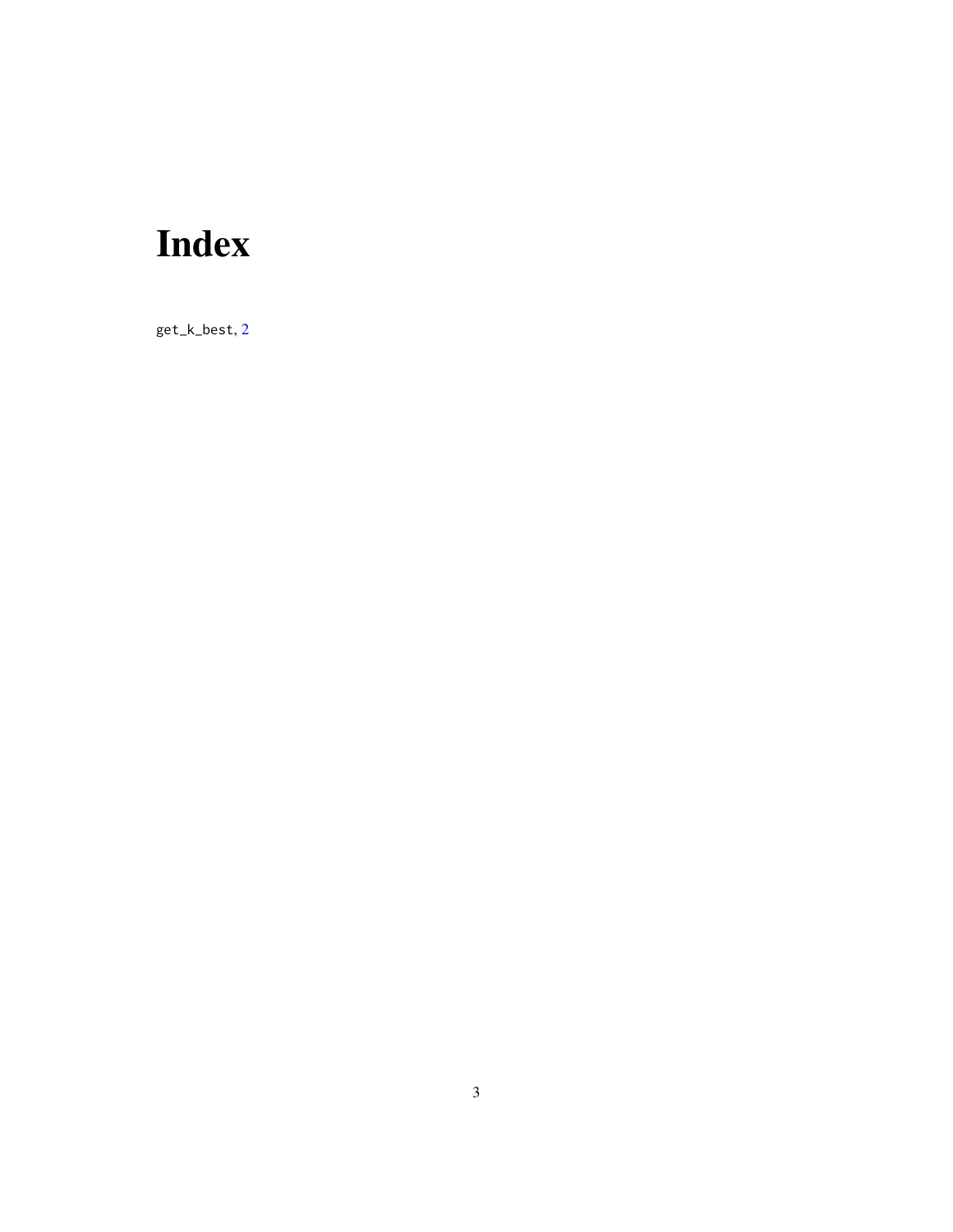# Index

get_k_best, 2